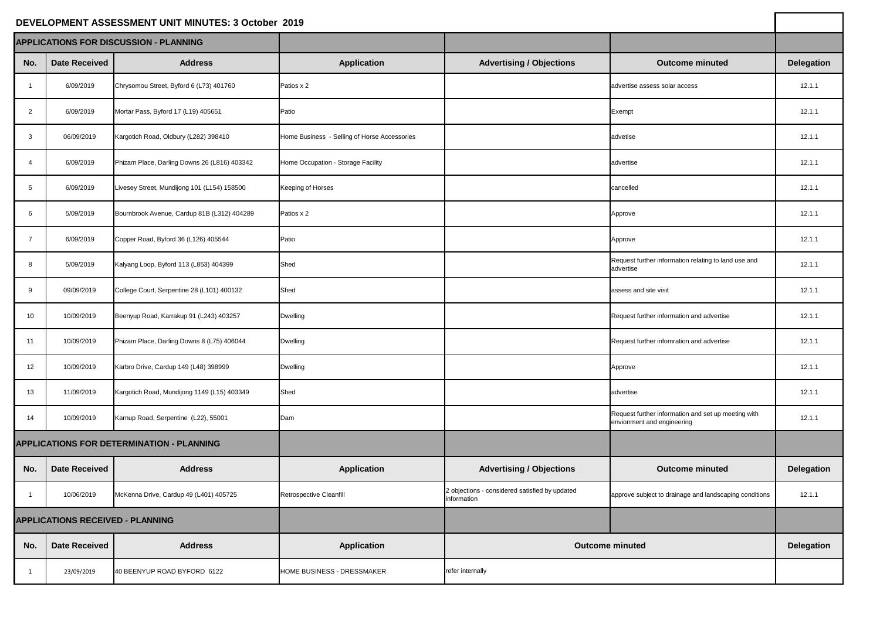# DEVELOPMENT ASSESSMENT UNIT MINUTES: 3 October 2019

## APPLICATIONS FOR DISCUSSION - PLANNING

| No. | Date Received | Address | Application | Advertising / Objections | Outcome minuted | Delegation |
|---|---|---|---|---|---|---|
| 1 | 6/09/2019 | Chrysomou Street, Byford 6 (L73) 401760 | Patios x 2 | | advertise assess solar access | 12.1.1 |
| 2 | 6/09/2019 | Mortar Pass, Byford 17 (L19) 405651 | Patio | | Exempt | 12.1.1 |
| 3 | 06/09/2019 | Kargotich Road, Oldbury (L282) 398410 | Home Business - Selling of Horse Accessories | | advetise | 12.1.1 |
| 4 | 6/09/2019 | Phizam Place, Darling Downs 26 (L816) 403342 | Home Occupation - Storage Facility | | advertise | 12.1.1 |
| 5 | 6/09/2019 | Livesey Street, Mundijong 101 (L154) 158500 | Keeping of Horses | | cancelled | 12.1.1 |
| 6 | 5/09/2019 | Bournbrook Avenue, Cardup 81B (L312) 404289 | Patios x 2 | | Approve | 12.1.1 |
| 7 | 6/09/2019 | Copper Road, Byford 36 (L126) 405544 | Patio | | Approve | 12.1.1 |
| 8 | 5/09/2019 | Kalyang Loop, Byford 113 (L853) 404399 | Shed | | Request further information relating to land use and advertise | 12.1.1 |
| 9 | 09/09/2019 | College Court, Serpentine 28 (L101) 400132 | Shed | | assess and site visit | 12.1.1 |
| 10 | 10/09/2019 | Beenyup Road, Karrakup 91 (L243) 403257 | Dwelling | | Request further information and advertise | 12.1.1 |
| 11 | 10/09/2019 | Phizam Place, Darling Downs 8 (L75) 406044 | Dwelling | | Request further infomration and advertise | 12.1.1 |
| 12 | 10/09/2019 | Karbro Drive, Cardup 149 (L48) 398999 | Dwelling | | Approve | 12.1.1 |
| 13 | 11/09/2019 | Kargotich Road, Mundijong 1149 (L15) 403349 | Shed | | advertise | 12.1.1 |
| 14 | 10/09/2019 | Karnup Road, Serpentine (L22), 55001 | Dam | | Request further information and set up meeting with envionment and engineering | 12.1.1 |

## APPLICATIONS FOR DETERMINATION - PLANNING

| No. | Date Received | Address | Application | Advertising / Objections | Outcome minuted | Delegation |
|---|---|---|---|---|---|---|
| 1 | 10/06/2019 | McKenna Drive, Cardup 49 (L401) 405725 | Retrospective Cleanfill | 2 objections - considered satisfied by updated information | approve subject to drainage and landscaping conditions | 12.1.1 |

## APPLICATIONS RECEIVED - PLANNING

| No. | Date Received | Address | Application | Outcome minuted | Delegation |
|---|---|---|---|---|---|
| 1 | 23/09/2019 | 40 BEENYUP ROAD BYFORD 6122 | HOME BUSINESS - DRESSMAKER | refer internally | |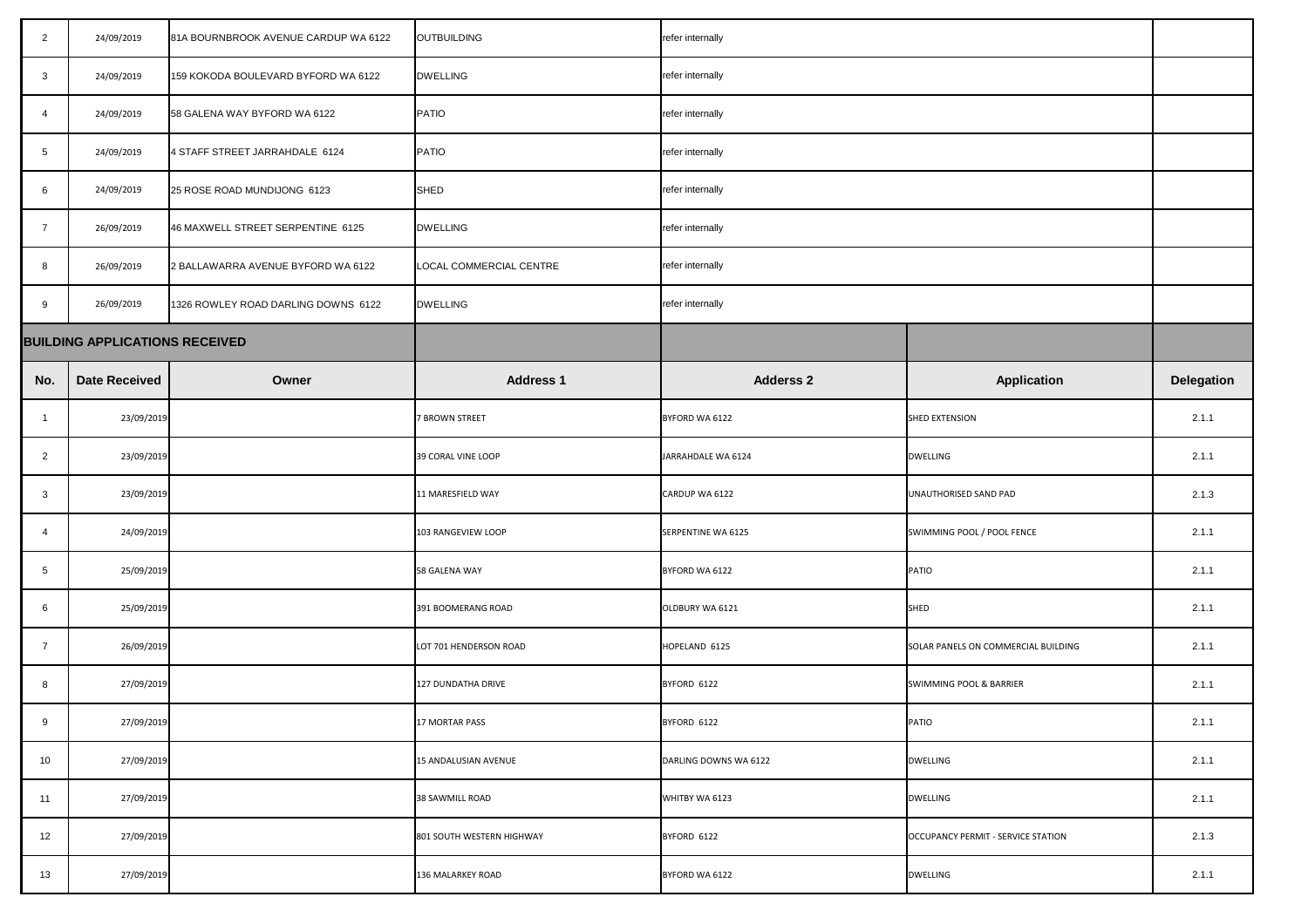| | | | | |
|---|---|---|---|---|
| 2 | 24/09/2019 | 81A BOURNBROOK AVENUE CARDUP WA 6122 | OUTBUILDING | refer internally |
| 3 | 24/09/2019 | 159 KOKODA BOULEVARD BYFORD WA 6122 | DWELLING | refer internally |
| 4 | 24/09/2019 | 58 GALENA WAY BYFORD WA 6122 | PATIO | refer internally |
| 5 | 24/09/2019 | 4 STAFF STREET JARRAHDALE 6124 | PATIO | refer internally |
| 6 | 24/09/2019 | 25 ROSE ROAD MUNDIJONG 6123 | SHED | refer internally |
| 7 | 26/09/2019 | 46 MAXWELL STREET SERPENTINE 6125 | DWELLING | refer internally |
| 8 | 26/09/2019 | 2 BALLAWARRA AVENUE BYFORD WA 6122 | LOCAL COMMERCIAL CENTRE | refer internally |
| 9 | 26/09/2019 | 1326 ROWLEY ROAD DARLING DOWNS 6122 | DWELLING | refer internally |

## BUILDING APPLICATIONS RECEIVED

| No. | Date Received | Owner | Address 1 | Adderss 2 | Application | Delegation |
|---|---|---|---|---|---|---|
| 1 | 23/09/2019 | | 7 BROWN STREET | BYFORD WA 6122 | SHED EXTENSION | 2.1.1 |
| 2 | 23/09/2019 | | 39 CORAL VINE LOOP | JARRAHDALE WA 6124 | DWELLING | 2.1.1 |
| 3 | 23/09/2019 | | 11 MARESFIELD WAY | CARDUP WA 6122 | UNAUTHORISED SAND PAD | 2.1.3 |
| 4 | 24/09/2019 | | 103 RANGEVIEW LOOP | SERPENTINE WA 6125 | SWIMMING POOL / POOL FENCE | 2.1.1 |
| 5 | 25/09/2019 | | 58 GALENA WAY | BYFORD WA 6122 | PATIO | 2.1.1 |
| 6 | 25/09/2019 | | 391 BOOMERANG ROAD | OLDBURY WA 6121 | SHED | 2.1.1 |
| 7 | 26/09/2019 | | LOT 701 HENDERSON ROAD | HOPELAND 6125 | SOLAR PANELS ON COMMERCIAL BUILDING | 2.1.1 |
| 8 | 27/09/2019 | | 127 DUNDATHA DRIVE | BYFORD 6122 | SWIMMING POOL & BARRIER | 2.1.1 |
| 9 | 27/09/2019 | | 17 MORTAR PASS | BYFORD 6122 | PATIO | 2.1.1 |
| 10 | 27/09/2019 | | 15 ANDALUSIAN AVENUE | DARLING DOWNS WA 6122 | DWELLING | 2.1.1 |
| 11 | 27/09/2019 | | 38 SAWMILL ROAD | WHITBY WA 6123 | DWELLING | 2.1.1 |
| 12 | 27/09/2019 | | 801 SOUTH WESTERN HIGHWAY | BYFORD 6122 | OCCUPANCY PERMIT - SERVICE STATION | 2.1.3 |
| 13 | 27/09/2019 | | 136 MALARKEY ROAD | BYFORD WA 6122 | DWELLING | 2.1.1 |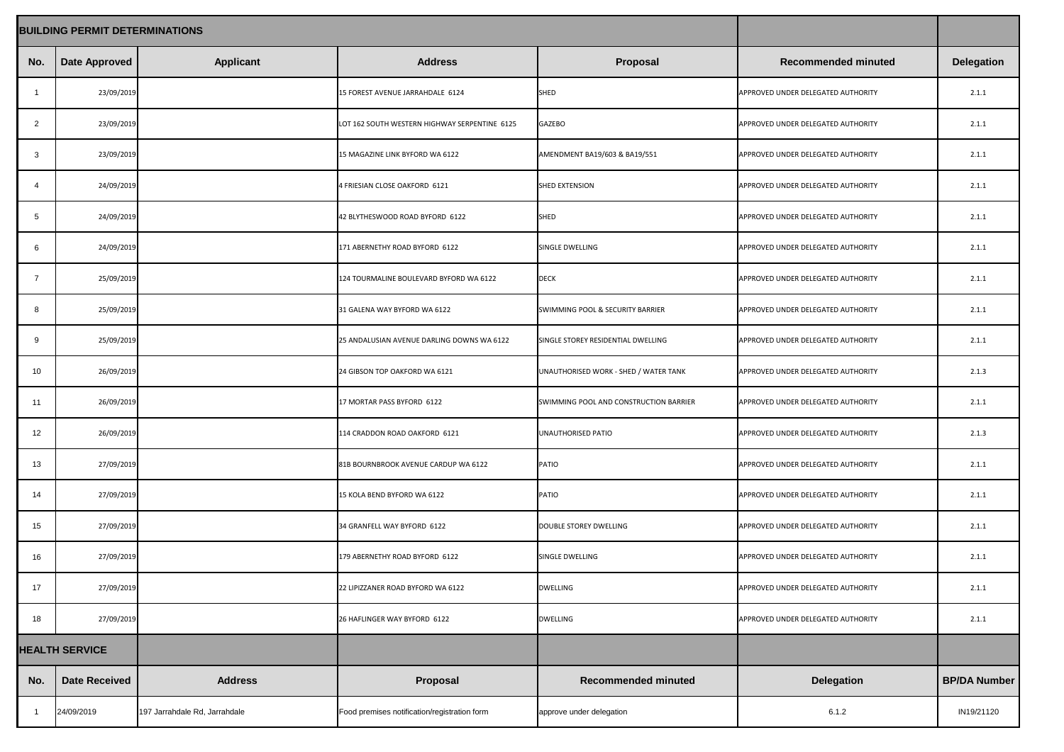| BUILDING PERMIT DETERMINATIONS | | | | | | |
|---|---|---|---|---|---|---|
| **No.** | **Date Approved** | **Applicant** | **Address** | **Proposal** | **Recommended minuted** | **Delegation** |
| 1 | 23/09/2019 | | 15 FOREST AVENUE JARRAHDALE 6124 | SHED | APPROVED UNDER DELEGATED AUTHORITY | 2.1.1 |
| 2 | 23/09/2019 | | LOT 162 SOUTH WESTERN HIGHWAY SERPENTINE 6125 | GAZEBO | APPROVED UNDER DELEGATED AUTHORITY | 2.1.1 |
| 3 | 23/09/2019 | | 15 MAGAZINE LINK BYFORD WA 6122 | AMENDMENT BA19/603 & BA19/551 | APPROVED UNDER DELEGATED AUTHORITY | 2.1.1 |
| 4 | 24/09/2019 | | 4 FRIESIAN CLOSE OAKFORD 6121 | SHED EXTENSION | APPROVED UNDER DELEGATED AUTHORITY | 2.1.1 |
| 5 | 24/09/2019 | | 42 BLYTHESWOOD ROAD BYFORD 6122 | SHED | APPROVED UNDER DELEGATED AUTHORITY | 2.1.1 |
| 6 | 24/09/2019 | | 171 ABERNETHY ROAD BYFORD 6122 | SINGLE DWELLING | APPROVED UNDER DELEGATED AUTHORITY | 2.1.1 |
| 7 | 25/09/2019 | | 124 TOURMALINE BOULEVARD BYFORD WA 6122 | DECK | APPROVED UNDER DELEGATED AUTHORITY | 2.1.1 |
| 8 | 25/09/2019 | | 31 GALENA WAY BYFORD WA 6122 | SWIMMING POOL & SECURITY BARRIER | APPROVED UNDER DELEGATED AUTHORITY | 2.1.1 |
| 9 | 25/09/2019 | | 25 ANDALUSIAN AVENUE DARLING DOWNS WA 6122 | SINGLE STOREY RESIDENTIAL DWELLING | APPROVED UNDER DELEGATED AUTHORITY | 2.1.1 |
| 10 | 26/09/2019 | | 24 GIBSON TOP OAKFORD WA 6121 | UNAUTHORISED WORK - SHED / WATER TANK | APPROVED UNDER DELEGATED AUTHORITY | 2.1.3 |
| 11 | 26/09/2019 | | 17 MORTAR PASS BYFORD 6122 | SWIMMING POOL AND CONSTRUCTION BARRIER | APPROVED UNDER DELEGATED AUTHORITY | 2.1.1 |
| 12 | 26/09/2019 | | 114 CRADDON ROAD OAKFORD 6121 | UNAUTHORISED PATIO | APPROVED UNDER DELEGATED AUTHORITY | 2.1.3 |
| 13 | 27/09/2019 | | 81B BOURNBROOK AVENUE CARDUP WA 6122 | PATIO | APPROVED UNDER DELEGATED AUTHORITY | 2.1.1 |
| 14 | 27/09/2019 | | 15 KOLA BEND BYFORD WA 6122 | PATIO | APPROVED UNDER DELEGATED AUTHORITY | 2.1.1 |
| 15 | 27/09/2019 | | 34 GRANFELL WAY BYFORD 6122 | DOUBLE STOREY DWELLING | APPROVED UNDER DELEGATED AUTHORITY | 2.1.1 |
| 16 | 27/09/2019 | | 179 ABERNETHY ROAD BYFORD 6122 | SINGLE DWELLING | APPROVED UNDER DELEGATED AUTHORITY | 2.1.1 |
| 17 | 27/09/2019 | | 22 LIPIZZANER ROAD BYFORD WA 6122 | DWELLING | APPROVED UNDER DELEGATED AUTHORITY | 2.1.1 |
| 18 | 27/09/2019 | | 26 HAFLINGER WAY BYFORD 6122 | DWELLING | APPROVED UNDER DELEGATED AUTHORITY | 2.1.1 |

| HEALTH SERVICE | | | | | | |
|---|---|---|---|---|---|---|
| **No.** | **Date Received** | **Address** | **Proposal** | **Recommended minuted** | **Delegation** | **BP/DA Number** |
| 1 | 24/09/2019 | 197 Jarrahdale Rd, Jarrahdale | Food premises notification/registration form | approve under delegation | 6.1.2 | IN19/21120 |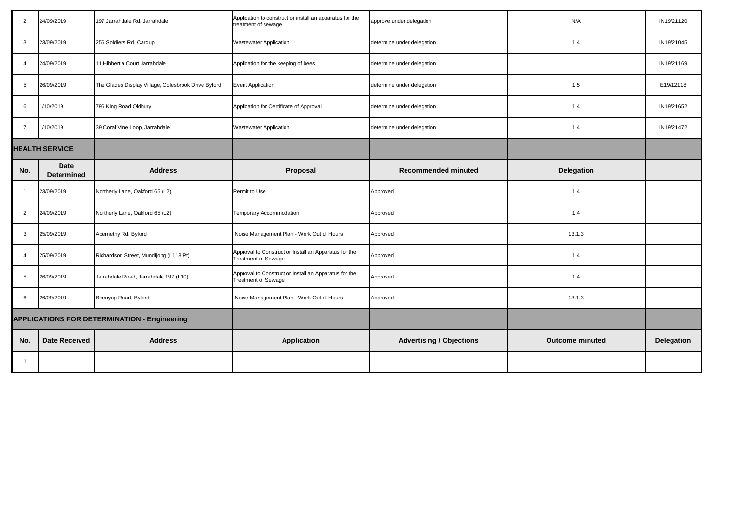| | | | | | | |
|---|---|---|---|---|---|---|
| 2 | 24/09/2019 | 197 Jarrahdale Rd, Jarrahdale | Application to construct or install an apparatus for the treatment of sewage | approve under delegation | N/A | IN19/21120 |
| 3 | 23/09/2019 | 256 Soldiers Rd, Cardup | Wastewater Application | determine under delegation | 1.4 | IN19/21045 |
| 4 | 24/09/2019 | 11 Hibbertia Court Jarrahdale | Application for the keeping of bees | determine under delegation | | IN19/21169 |
| 5 | 26/09/2019 | The Glades Display Village, Colesbrook Drive Byford | Event Application | determine under delegation | 1.5 | E19/12118 |
| 6 | 1/10/2019 | 796 King Road Oldbury | Application for Certificate of Approval | determine under delegation | 1.4 | IN19/21652 |
| 7 | 1/10/2019 | 39 Coral Vine Loop, Jarrahdale | Wastewater Application | determine under delegation | 1.4 | IN19/21472 |

**HEALTH SERVICE**

| No. | Date Determined | Address | Proposal | Recommended minuted | Delegation | |
|---|---|---|---|---|---|---|
| 1 | 23/09/2019 | Northerly Lane, Oakford 65 (L2) | Permit to Use | Approved | 1.4 | |
| 2 | 24/09/2019 | Northerly Lane, Oakford 65 (L2) | Temporary Accommodation | Approved | 1.4 | |
| 3 | 25/09/2019 | Abernethy Rd, Byford | Noise Management Plan - Work Out of Hours | Approved | 13.1.3 | |
| 4 | 25/09/2019 | Richardson Street, Mundijong (L118 Pt) | Approval to Construct or Install an Apparatus for the Treatment of Sewage | Approved | 1.4 | |
| 5 | 26/09/2019 | Jarrahdale Road, Jarrahdale 197 (L10) | Approval to Construct or Install an Apparatus for the Treatment of Sewage | Approved | 1.4 | |
| 6 | 26/09/2019 | Beenyup Road, Byford | Noise Management Plan - Work Out of Hours | Approved | 13.1.3 | |

**APPLICATIONS FOR DETERMINATION - Engineering**

| No. | Date Received | Address | Application | Advertising / Objections | Outcome minuted | Delegation |
|---|---|---|---|---|---|---|
| 1 | | | | | | |